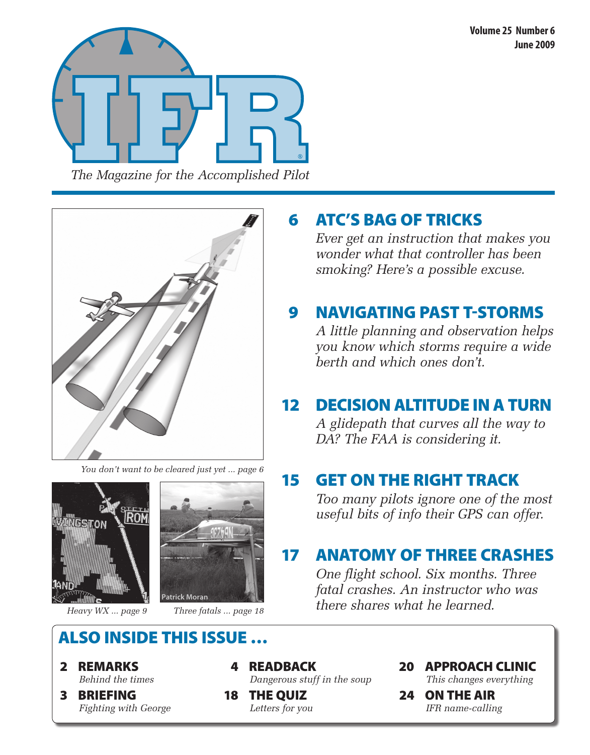# IFR

*The Magazine for the Accomplished Pilot*

**Volume 25 Number 6**
**June 2009**

*You don't want to be cleared just yet ... page 6*

*Heavy WX ... page 9*

*Three fatals ... page 18*

## 6 ATC'S BAG OF TRICKS

*Ever get an instruction that makes you wonder what that controller has been smoking? Here's a possible excuse.*

## 9 NAVIGATING PAST T-STORMS

*A little planning and observation helps you know which storms require a wide berth and which ones don't.*

## 12 DECISION ALTITUDE IN A TURN

*A glidepath that curves all the way to DA? The FAA is considering it.*

## 15 GET ON THE RIGHT TRACK

*Too many pilots ignore one of the most useful bits of info their GPS can offer.*

## 17 ANATOMY OF THREE CRASHES

*One flight school. Six months. Three fatal crashes. An instructor who was there shares what he learned.*

## ALSO INSIDE THIS ISSUE ...

**2 REMARKS**
*Behind the times*

**3 BRIEFING**
*Fighting with George*

**4 READBACK**
*Dangerous stuff in the soup*

**18 THE QUIZ**
*Letters for you*

**20 APPROACH CLINIC**
*This changes everything*

**24 ON THE AIR**
*IFR name-calling*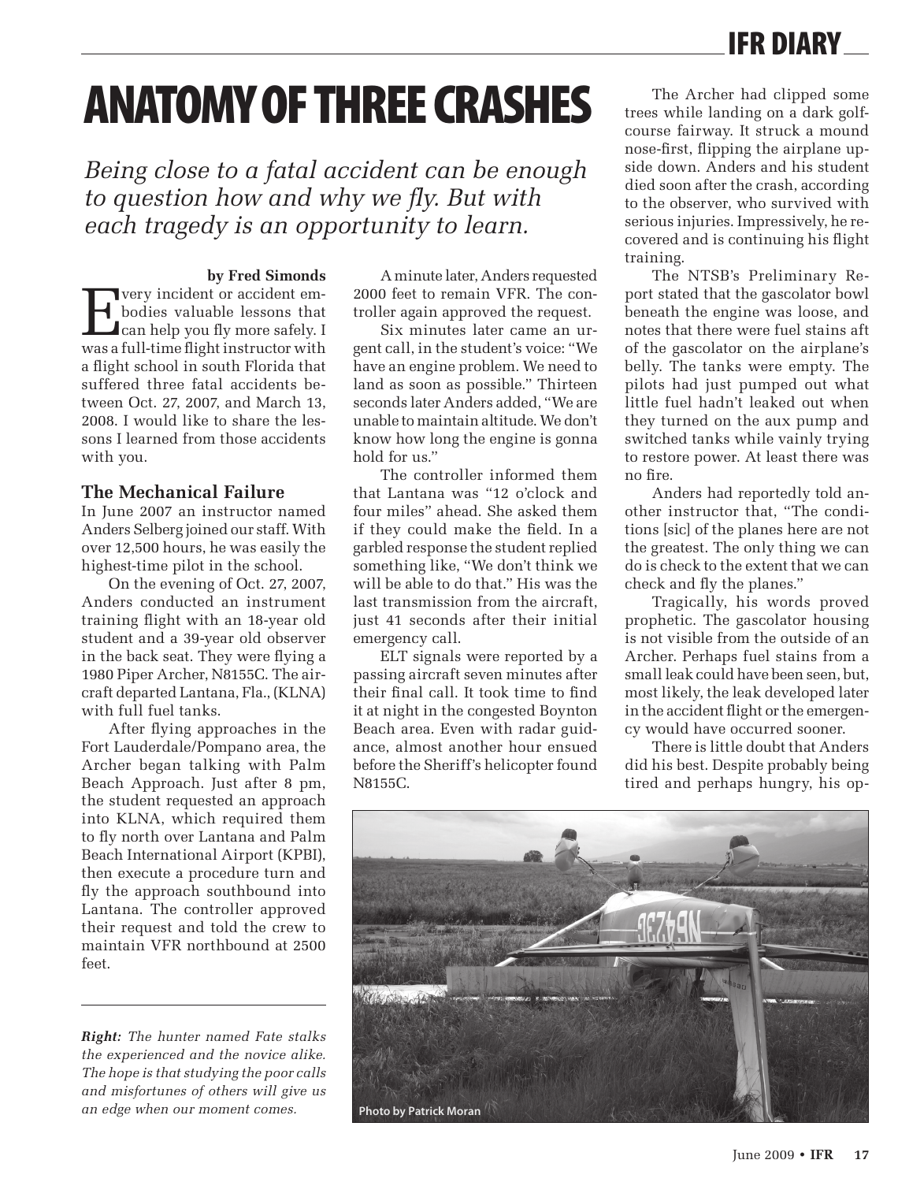# ANATOMY OF THREE CRASHES

*Being close to a fatal accident can be enough to question how and why we fly. But with each tragedy is an opportunity to learn.*

**by Fred Simonds**

Every incident or accident embodies valuable lessons that can help you fly more safely. I was a full-time flight instructor with a flight school in south Florida that suffered three fatal accidents between Oct. 27, 2007, and March 13, 2008. I would like to share the lessons I learned from those accidents with you.

### The Mechanical Failure

In June 2007 an instructor named Anders Selberg joined our staff. With over 12,500 hours, he was easily the highest-time pilot in the school.

On the evening of Oct. 27, 2007, Anders conducted an instrument training flight with an 18-year old student and a 39-year old observer in the back seat. They were flying a 1980 Piper Archer, N8155C. The aircraft departed Lantana, Fla., (KLNA) with full fuel tanks.

After flying approaches in the Fort Lauderdale/Pompano area, the Archer began talking with Palm Beach Approach. Just after 8 pm, the student requested an approach into KLNA, which required them to fly north over Lantana and Palm Beach International Airport (KPBI), then execute a procedure turn and fly the approach southbound into Lantana. The controller approved their request and told the crew to maintain VFR northbound at 2500 feet.

A minute later, Anders requested 2000 feet to remain VFR. The controller again approved the request.

Six minutes later came an urgent call, in the student's voice: "We have an engine problem. We need to land as soon as possible." Thirteen seconds later Anders added, "We are unable to maintain altitude. We don't know how long the engine is gonna hold for us."

The controller informed them that Lantana was "12 o'clock and four miles" ahead. She asked them if they could make the field. In a garbled response the student replied something like, "We don't think we will be able to do that." His was the last transmission from the aircraft, just 41 seconds after their initial emergency call.

ELT signals were reported by a passing aircraft seven minutes after their final call. It took time to find it at night in the congested Boynton Beach area. Even with radar guidance, almost another hour ensued before the Sheriff's helicopter found N8155C.

The Archer had clipped some trees while landing on a dark golf-course fairway. It struck a mound nose-first, flipping the airplane upside down. Anders and his student died soon after the crash, according to the observer, who survived with serious injuries. Impressively, he recovered and is continuing his flight training.

The NTSB's Preliminary Report stated that the gascolator bowl beneath the engine was loose, and notes that there were fuel stains aft of the gascolator on the airplane's belly. The tanks were empty. The pilots had just pumped out what little fuel hadn't leaked out when they turned on the aux pump and switched tanks while vainly trying to restore power. At least there was no fire.

Anders had reportedly told another instructor that, "The conditions [sic] of the planes here are not the greatest. The only thing we can do is check to the extent that we can check and fly the planes."

Tragically, his words proved prophetic. The gascolator housing is not visible from the outside of an Archer. Perhaps fuel stains from a small leak could have been seen, but, most likely, the leak developed later in the accident flight or the emergency would have occurred sooner.

There is little doubt that Anders did his best. Despite probably being tired and perhaps hungry, his op-

Photo by Patrick Moran

***Right:*** *The hunter named Fate stalks the experienced and the novice alike. The hope is that studying the poor calls and misfortunes of others will give us an edge when our moment comes.*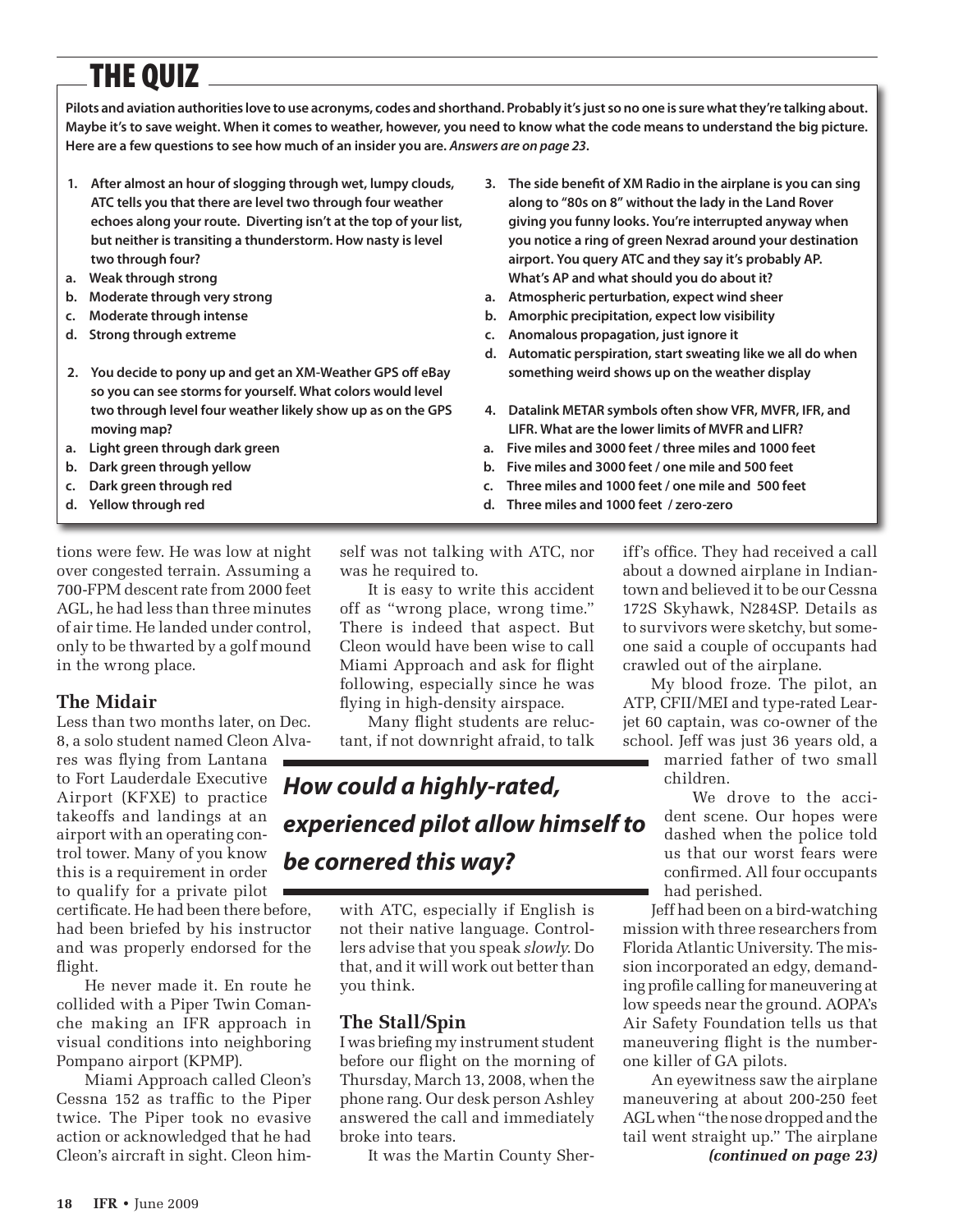## THE QUIZ

**Pilots and aviation authorities love to use acronyms, codes and shorthand. Probably it's just so no one is sure what they're talking about. Maybe it's to save weight. When it comes to weather, however, you need to know what the code means to understand the big picture. Here are a few questions to see how much of an insider you are.** ***Answers are on page 23.***

**1. After almost an hour of slogging through wet, lumpy clouds, ATC tells you that there are level two through four weather echoes along your route. Diverting isn't at the top of your list, but neither is transiting a thunderstorm. How nasty is level two through four?**

- **a. Weak through strong**
- **b. Moderate through very strong**
- **c. Moderate through intense**
- **d. Strong through extreme**

**2. You decide to pony up and get an XM-Weather GPS off eBay so you can see storms for yourself. What colors would level two through level four weather likely show up as on the GPS moving map?**

- **a. Light green through dark green**
- **b. Dark green through yellow**
- **c. Dark green through red**
- **d. Yellow through red**

**3. The side benefit of XM Radio in the airplane is you can sing along to "80s on 8" without the lady in the Land Rover giving you funny looks. You're interrupted anyway when you notice a ring of green Nexrad around your destination airport. You query ATC and they say it's probably AP. What's AP and what should you do about it?**

- **a. Atmospheric perturbation, expect wind sheer**
- **b. Amorphic precipitation, expect low visibility**
- **c. Anomalous propagation, just ignore it**
- **d. Automatic perspiration, start sweating like we all do when something weird shows up on the weather display**

**4. Datalink METAR symbols often show VFR, MVFR, IFR, and LIFR. What are the lower limits of MVFR and LIFR?**

- **a. Five miles and 3000 feet / three miles and 1000 feet**
- **b. Five miles and 3000 feet / one mile and 500 feet**
- **c. Three miles and 1000 feet / one mile and 500 feet**
- **d. Three miles and 1000 feet / zero-zero**

tions were few. He was low at night over congested terrain. Assuming a 700-FPM descent rate from 2000 feet AGL, he had less than three minutes of air time. He landed under control, only to be thwarted by a golf mound in the wrong place.

### The Midair

Less than two months later, on Dec. 8, a solo student named Cleon Alvares was flying from Lantana to Fort Lauderdale Executive Airport (KFXE) to practice takeoffs and landings at an airport with an operating control tower. Many of you know this is a requirement in order to qualify for a private pilot certificate. He had been there before, had been briefed by his instructor and was properly endorsed for the flight.

He never made it. En route he collided with a Piper Twin Comanche making an IFR approach in visual conditions into neighboring Pompano airport (KPMP).

Miami Approach called Cleon's Cessna 152 as traffic to the Piper twice. The Piper took no evasive action or acknowledged that he had Cleon's aircraft in sight. Cleon himself was not talking with ATC, nor was he required to.

It is easy to write this accident off as "wrong place, wrong time." There is indeed that aspect. But Cleon would have been wise to call Miami Approach and ask for flight following, especially since he was flying in high-density airspace.

Many flight students are reluctant, if not downright afraid, to talk with ATC, especially if English is not their native language. Controllers advise that you speak *slowly*. Do that, and it will work out better than you think.

***How could a highly-rated, experienced pilot allow himself to be cornered this way?***

### The Stall/Spin

I was briefing my instrument student before our flight on the morning of Thursday, March 13, 2008, when the phone rang. Our desk person Ashley answered the call and immediately broke into tears.

It was the Martin County Sheriff's office. They had received a call about a downed airplane in Indiantown and believed it to be our Cessna 172S Skyhawk, N284SP. Details as to survivors were sketchy, but someone said a couple of occupants had crawled out of the airplane.

My blood froze. The pilot, an ATP, CFII/MEI and type-rated Learjet 60 captain, was co-owner of the school. Jeff was just 36 years old, a married father of two small children.

We drove to the accident scene. Our hopes were dashed when the police told us that our worst fears were confirmed. All four occupants had perished.

Jeff had been on a bird-watching mission with three researchers from Florida Atlantic University. The mission incorporated an edgy, demanding profile calling for maneuvering at low speeds near the ground. AOPA's Air Safety Foundation tells us that maneuvering flight is the number-one killer of GA pilots.

An eyewitness saw the airplane maneuvering at about 200-250 feet AGL when "the nose dropped and the tail went straight up." The airplane

***(continued on page 23)***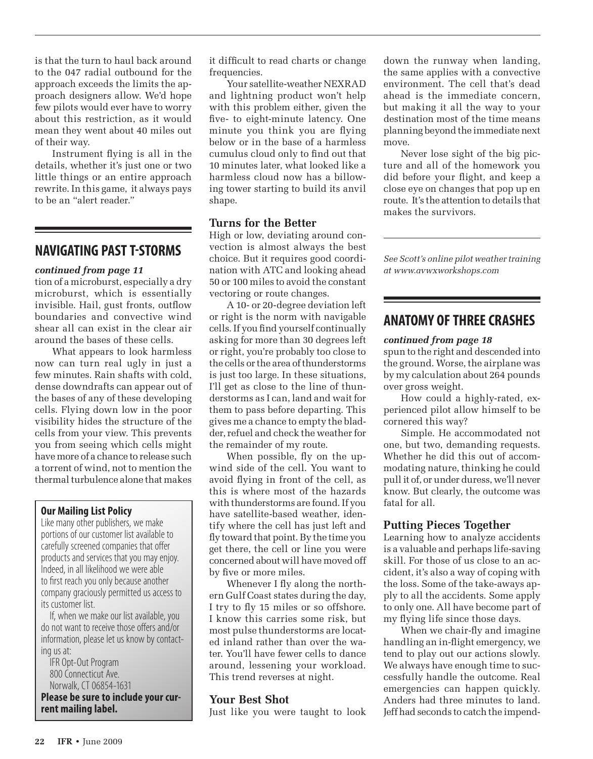is that the turn to haul back around to the 047 radial outbound for the approach exceeds the limits the approach designers allow. We'd hope few pilots would ever have to worry about this restriction, as it would mean they went about 40 miles out of their way.

Instrument flying is all in the details, whether it's just one or two little things or an entire approach rewrite. In this game, it always pays to be an "alert reader."

## NAVIGATING PAST T-STORMS

***continued from page 11***

tion of a microburst, especially a dry microburst, which is essentially invisible. Hail, gust fronts, outflow boundaries and convective wind shear all can exist in the clear air around the bases of these cells.

What appears to look harmless now can turn real ugly in just a few minutes. Rain shafts with cold, dense downdrafts can appear out of the bases of any of these developing cells. Flying down low in the poor visibility hides the structure of the cells from your view. This prevents you from seeing which cells might have more of a chance to release such a torrent of wind, not to mention the thermal turbulence alone that makes it difficult to read charts or change frequencies.

Your satellite-weather NEXRAD and lightning product won't help with this problem either, given the five- to eight-minute latency. One minute you think you are flying below or in the base of a harmless cumulus cloud only to find out that 10 minutes later, what looked like a harmless cloud now has a billowing tower starting to build its anvil shape.

### Turns for the Better

High or low, deviating around convection is almost always the best choice. But it requires good coordination with ATC and looking ahead 50 or 100 miles to avoid the constant vectoring or route changes.

A 10- or 20-degree deviation left or right is the norm with navigable cells. If you find yourself continually asking for more than 30 degrees left or right, you're probably too close to the cells or the area of thunderstorms is just too large. In these situations, I'll get as close to the line of thunderstorms as I can, land and wait for them to pass before departing. This gives me a chance to empty the bladder, refuel and check the weather for the remainder of my route.

When possible, fly on the upwind side of the cell. You want to avoid flying in front of the cell, as this is where most of the hazards with thunderstorms are found. If you have satellite-based weather, identify where the cell has just left and fly toward that point. By the time you get there, the cell or line you were concerned about will have moved off by five or more miles.

Whenever I fly along the northern Gulf Coast states during the day, I try to fly 15 miles or so offshore. I know this carries some risk, but most pulse thunderstorms are located inland rather than over the water. You'll have fewer cells to dance around, lessening your workload. This trend reverses at night.

### Your Best Shot

Just like you were taught to look down the runway when landing, the same applies with a convective environment. The cell that's dead ahead is the immediate concern, but making it all the way to your destination most of the time means planning beyond the immediate next move.

Never lose sight of the big picture and all of the homework you did before your flight, and keep a close eye on changes that pop up en route. It's the attention to details that makes the survivors.

---

*See Scott's online pilot weather training at www.avwxworkshops.com*

## ANATOMY OF THREE CRASHES

***continued from page 18***

spun to the right and descended into the ground. Worse, the airplane was by my calculation about 264 pounds over gross weight.

How could a highly-rated, experienced pilot allow himself to be cornered this way?

Simple. He accommodated not one, but two, demanding requests. Whether he did this out of accommodating nature, thinking he could pull it of, or under duress, we'll never know. But clearly, the outcome was fatal for all.

### Putting Pieces Together

Learning how to analyze accidents is a valuable and perhaps life-saving skill. For those of us close to an accident, it's also a way of coping with the loss. Some of the take-aways apply to all the accidents. Some apply to only one. All have become part of my flying life since those days.

When we chair-fly and imagine handling an in-flight emergency, we tend to play out our actions slowly. We always have enough time to successfully handle the outcome. Real emergencies can happen quickly. Anders had three minutes to land. Jeff had seconds to catch the impend-

---

**Our Mailing List Policy**

Like many other publishers, we make portions of our customer list available to carefully screened companies that offer products and services that you may enjoy. Indeed, in all likelihood we were able to first reach you only because another company graciously permitted us access to its customer list.

If, when we make our list available, you do not want to receive those offers and/or information, please let us know by contacting us at:

IFR Opt-Out Program
800 Connecticut Ave.
Norwalk, CT 06854-1631

**Please be sure to include your current mailing label.**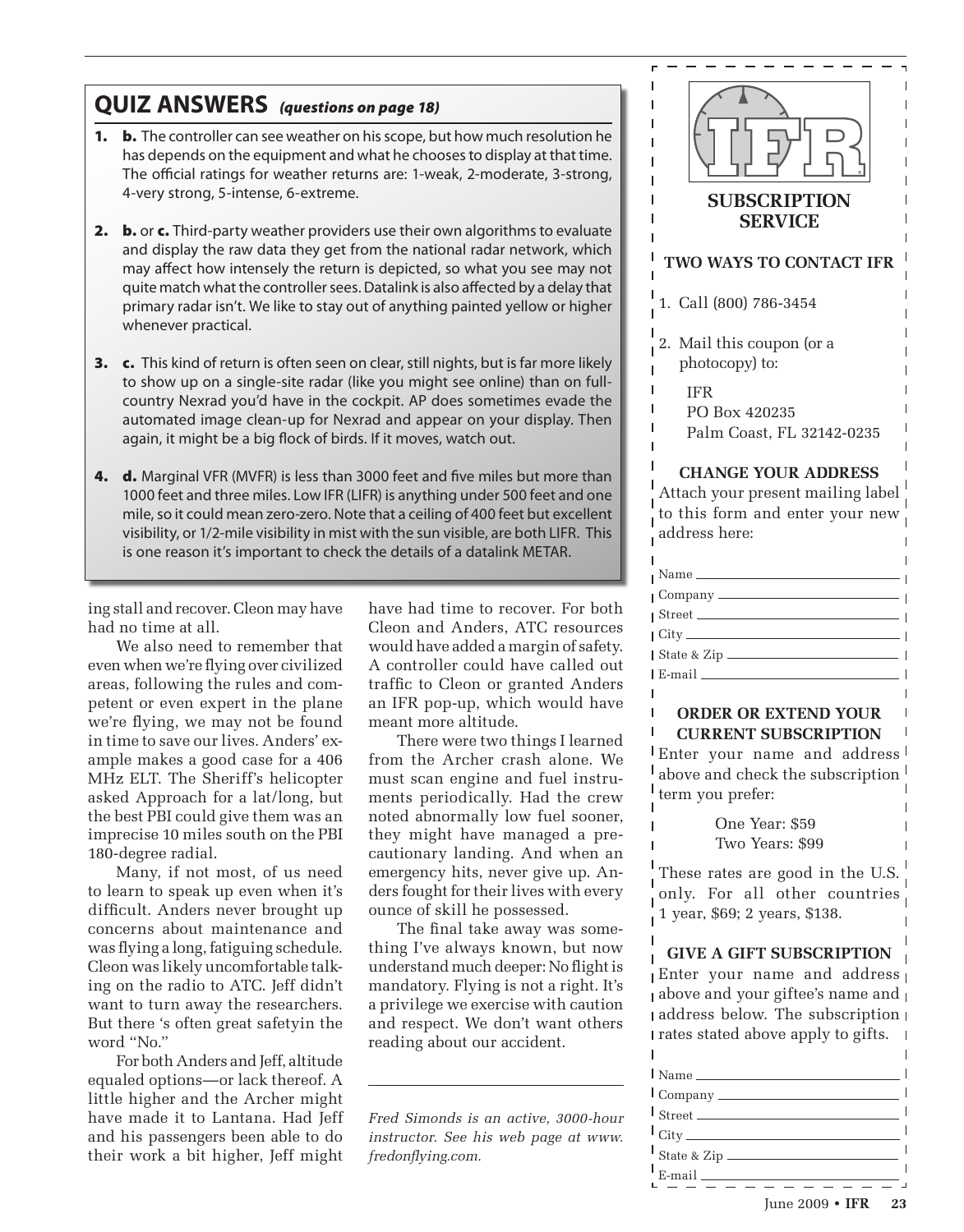## QUIZ ANSWERS *(questions on page 18)*

**1. b.** The controller can see weather on his scope, but how much resolution he has depends on the equipment and what he chooses to display at that time. The official ratings for weather returns are: 1-weak, 2-moderate, 3-strong, 4-very strong, 5-intense, 6-extreme.

**2. b.** or **c.** Third-party weather providers use their own algorithms to evaluate and display the raw data they get from the national radar network, which may affect how intensely the return is depicted, so what you see may not quite match what the controller sees. Datalink is also affected by a delay that primary radar isn't. We like to stay out of anything painted yellow or higher whenever practical.

**3. c.** This kind of return is often seen on clear, still nights, but is far more likely to show up on a single-site radar (like you might see online) than on full-country Nexrad you'd have in the cockpit. AP does sometimes evade the automated image clean-up for Nexrad and appear on your display. Then again, it might be a big flock of birds. If it moves, watch out.

**4. d.** Marginal VFR (MVFR) is less than 3000 feet and five miles but more than 1000 feet and three miles. Low IFR (LIFR) is anything under 500 feet and one mile, so it could mean zero-zero. Note that a ceiling of 400 feet but excellent visibility, or 1/2-mile visibility in mist with the sun visible, are both LIFR. This is one reason it's important to check the details of a datalink METAR.

ing stall and recover. Cleon may have had no time at all.

We also need to remember that even when we're flying over civilized areas, following the rules and competent or even expert in the plane we're flying, we may not be found in time to save our lives. Anders' example makes a good case for a 406 MHz ELT. The Sheriff's helicopter asked Approach for a lat/long, but the best PBI could give them was an imprecise 10 miles south on the PBI 180-degree radial.

Many, if not most, of us need to learn to speak up even when it's difficult. Anders never brought up concerns about maintenance and was flying a long, fatiguing schedule. Cleon was likely uncomfortable talking on the radio to ATC. Jeff didn't want to turn away the researchers. But there 's often great safetyin the word "No."

For both Anders and Jeff, altitude equaled options—or lack thereof. A little higher and the Archer might have made it to Lantana. Had Jeff and his passengers been able to do their work a bit higher, Jeff might have had time to recover. For both Cleon and Anders, ATC resources would have added a margin of safety. A controller could have called out traffic to Cleon or granted Anders an IFR pop-up, which would have meant more altitude.

There were two things I learned from the Archer crash alone. We must scan engine and fuel instruments periodically. Had the crew noted abnormally low fuel sooner, they might have managed a precautionary landing. And when an emergency hits, never give up. Anders fought for their lives with every ounce of skill he possessed.

The final take away was something I've always known, but now understand much deeper: No flight is mandatory. Flying is not a right. It's a privilege we exercise with caution and respect. We don't want others reading about our accident.

---

*Fred Simonds is an active, 3000-hour instructor. See his web page at www.fredonflying.com.*

---

IFR

### SUBSCRIPTION SERVICE

**TWO WAYS TO CONTACT IFR**

1. Call (800) 786-3454
2. Mail this coupon (or a photocopy) to:

   IFR
   PO Box 420235
   Palm Coast, FL 32142-0235

**CHANGE YOUR ADDRESS**

Attach your present mailing label to this form and enter your new address here:

Name ____________
Company ____________
Street ____________
City ____________
State & Zip ____________
E-mail ____________

**ORDER OR EXTEND YOUR CURRENT SUBSCRIPTION**

Enter your name and address above and check the subscription term you prefer:

One Year: $59
Two Years: $99

These rates are good in the U.S. only. For all other countries 1 year, $69; 2 years, $138.

**GIVE A GIFT SUBSCRIPTION**

Enter your name and address above and your giftee's name and address below. The subscription rates stated above apply to gifts.

Name ____________
Company ____________
Street ____________
City ____________
State & Zip ____________
E-mail ____________